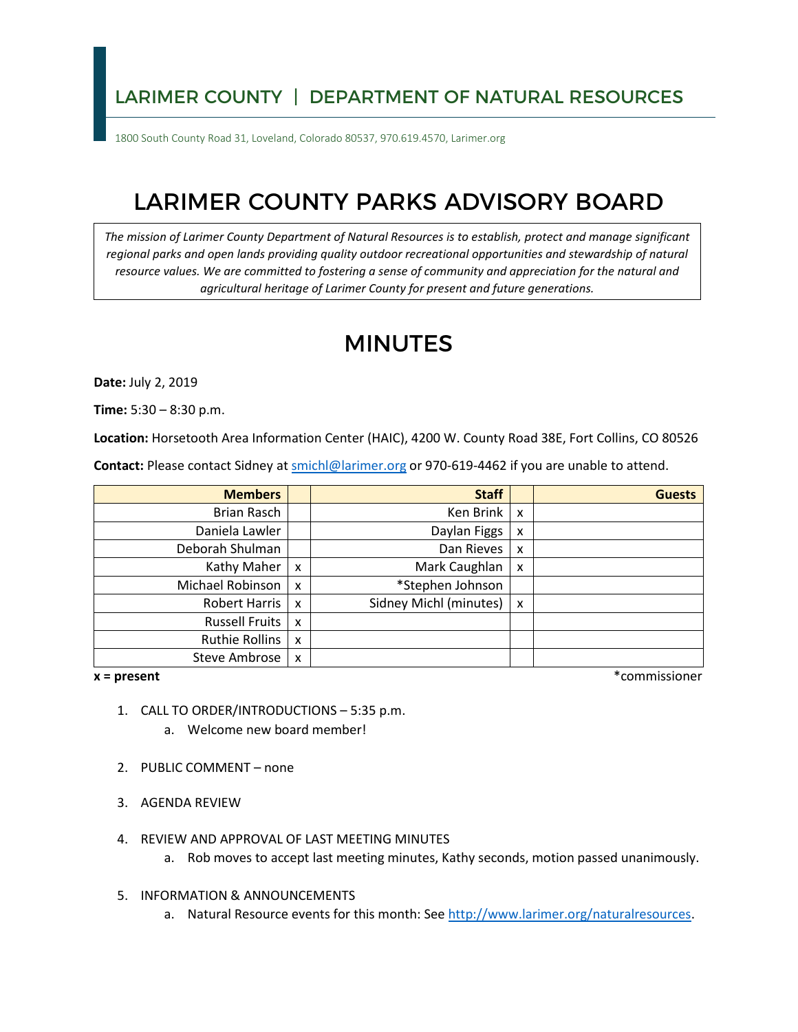# LARIMER COUNTY | DEPARTMENT OF NATURAL RESOURCES

1800 South County Road 31, Loveland, Colorado 80537, 970.619.4570, Larimer.org

# LARIMER COUNTY PARKS ADVISORY BOARD

*The mission of Larimer County Department of Natural Resources is to establish, protect and manage significant regional parks and open lands providing quality outdoor recreational opportunities and stewardship of natural resource values. We are committed to fostering a sense of community and appreciation for the natural and agricultural heritage of Larimer County for present and future generations.*

# MINUTES

**Date:** July 2, 2019

**Time:** 5:30 – 8:30 p.m.

**Location:** Horsetooth Area Information Center (HAIC), 4200 W. County Road 38E, Fort Collins, CO 80526

**Contact:** Please contact Sidney at smichl@larimer.org or 970-619-4462 if you are unable to attend.

| Members | | Staff | | Guests |
|---|---|---|---|---|
| Brian Rasch | | Ken Brink | x | |
| Daniela Lawler | | Daylan Figgs | x | |
| Deborah Shulman | | Dan Rieves | x | |
| Kathy Maher | x | Mark Caughlan | x | |
| Michael Robinson | x | *Stephen Johnson | | |
| Robert Harris | x | Sidney Michl (minutes) | x | |
| Russell Fruits | x | | | |
| Ruthie Rollins | x | | | |
| Steve Ambrose | x | | | |

**x = present** *commissioner

1. CALL TO ORDER/INTRODUCTIONS – 5:35 p.m.
   a. Welcome new board member!
2. PUBLIC COMMENT – none
3. AGENDA REVIEW
4. REVIEW AND APPROVAL OF LAST MEETING MINUTES
   a. Rob moves to accept last meeting minutes, Kathy seconds, motion passed unanimously.
5. INFORMATION & ANNOUNCEMENTS
   a. Natural Resource events for this month: See http://www.larimer.org/naturalresources.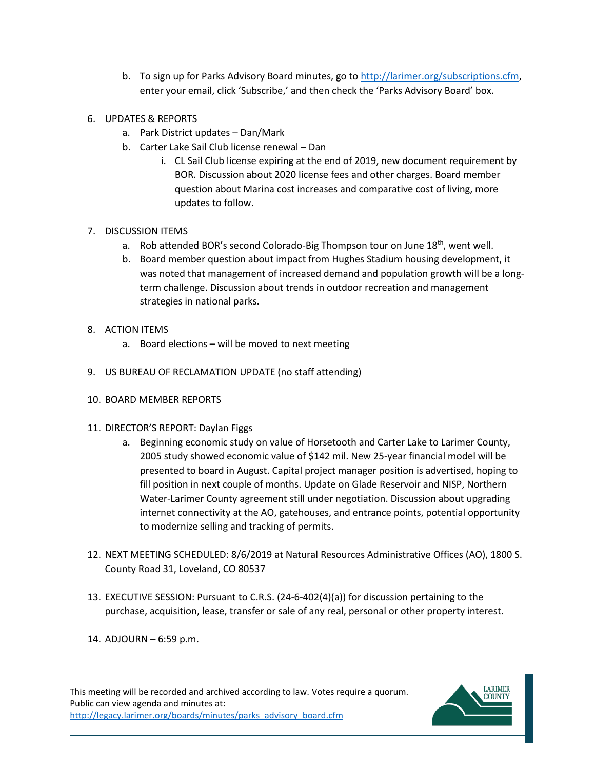b. To sign up for Parks Advisory Board minutes, go to http://larimer.org/subscriptions.cfm, enter your email, click 'Subscribe,' and then check the 'Parks Advisory Board' box.

6. UPDATES & REPORTS
   a. Park District updates – Dan/Mark
   b. Carter Lake Sail Club license renewal – Dan
      i. CL Sail Club license expiring at the end of 2019, new document requirement by BOR. Discussion about 2020 license fees and other charges. Board member question about Marina cost increases and comparative cost of living, more updates to follow.

7. DISCUSSION ITEMS
   a. Rob attended BOR's second Colorado-Big Thompson tour on June 18th, went well.
   b. Board member question about impact from Hughes Stadium housing development, it was noted that management of increased demand and population growth will be a long-term challenge. Discussion about trends in outdoor recreation and management strategies in national parks.

8. ACTION ITEMS
   a. Board elections – will be moved to next meeting

9. US BUREAU OF RECLAMATION UPDATE (no staff attending)

10. BOARD MEMBER REPORTS

11. DIRECTOR'S REPORT: Daylan Figgs
    a. Beginning economic study on value of Horsetooth and Carter Lake to Larimer County, 2005 study showed economic value of $142 mil. New 25-year financial model will be presented to board in August. Capital project manager position is advertised, hoping to fill position in next couple of months. Update on Glade Reservoir and NISP, Northern Water-Larimer County agreement still under negotiation. Discussion about upgrading internet connectivity at the AO, gatehouses, and entrance points, potential opportunity to modernize selling and tracking of permits.

12. NEXT MEETING SCHEDULED: 8/6/2019 at Natural Resources Administrative Offices (AO), 1800 S. County Road 31, Loveland, CO 80537

13. EXECUTIVE SESSION: Pursuant to C.R.S. (24-6-402(4)(a)) for discussion pertaining to the purchase, acquisition, lease, transfer or sale of any real, personal or other property interest.

14. ADJOURN – 6:59 p.m.

This meeting will be recorded and archived according to law. Votes require a quorum. Public can view agenda and minutes at: http://legacy.larimer.org/boards/minutes/parks_advisory_board.cfm